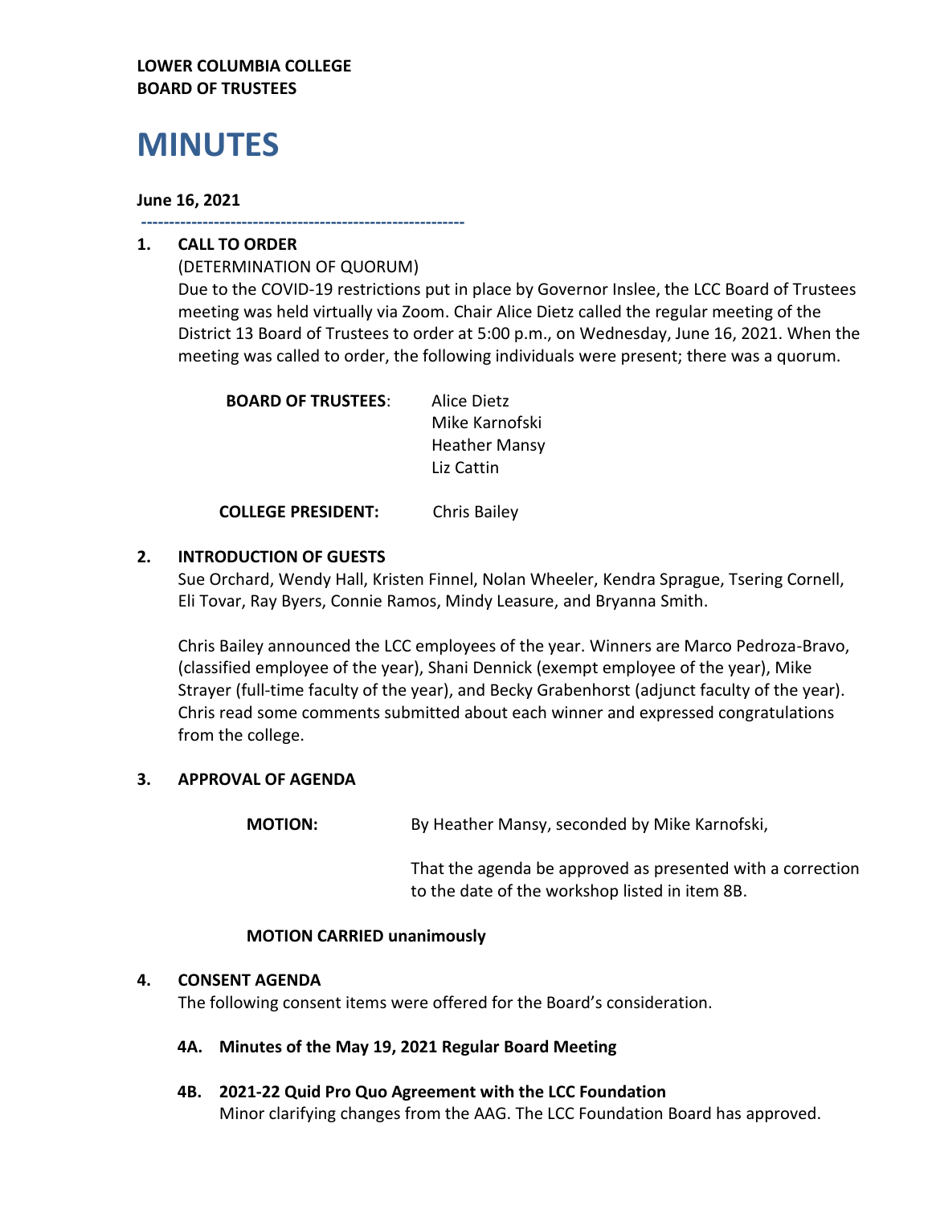**LOWER COLUMBIA COLLEGE**
**BOARD OF TRUSTEES**

# MINUTES

**June 16, 2021**

---

## 1. CALL TO ORDER

(DETERMINATION OF QUORUM)

Due to the COVID-19 restrictions put in place by Governor Inslee, the LCC Board of Trustees meeting was held virtually via Zoom. Chair Alice Dietz called the regular meeting of the District 13 Board of Trustees to order at 5:00 p.m., on Wednesday, June 16, 2021. When the meeting was called to order, the following individuals were present; there was a quorum.

**BOARD OF TRUSTEES**: Alice Dietz
Mike Karnofski
Heather Mansy
Liz Cattin

**COLLEGE PRESIDENT:** Chris Bailey

## 2. INTRODUCTION OF GUESTS

Sue Orchard, Wendy Hall, Kristen Finnel, Nolan Wheeler, Kendra Sprague, Tsering Cornell, Eli Tovar, Ray Byers, Connie Ramos, Mindy Leasure, and Bryanna Smith.

Chris Bailey announced the LCC employees of the year. Winners are Marco Pedroza-Bravo, (classified employee of the year), Shani Dennick (exempt employee of the year), Mike Strayer (full-time faculty of the year), and Becky Grabenhorst (adjunct faculty of the year). Chris read some comments submitted about each winner and expressed congratulations from the college.

## 3. APPROVAL OF AGENDA

**MOTION:** By Heather Mansy, seconded by Mike Karnofski,

That the agenda be approved as presented with a correction to the date of the workshop listed in item 8B.

**MOTION CARRIED unanimously**

## 4. CONSENT AGENDA

The following consent items were offered for the Board's consideration.

### 4A. Minutes of the May 19, 2021 Regular Board Meeting

### 4B. 2021-22 Quid Pro Quo Agreement with the LCC Foundation

Minor clarifying changes from the AAG. The LCC Foundation Board has approved.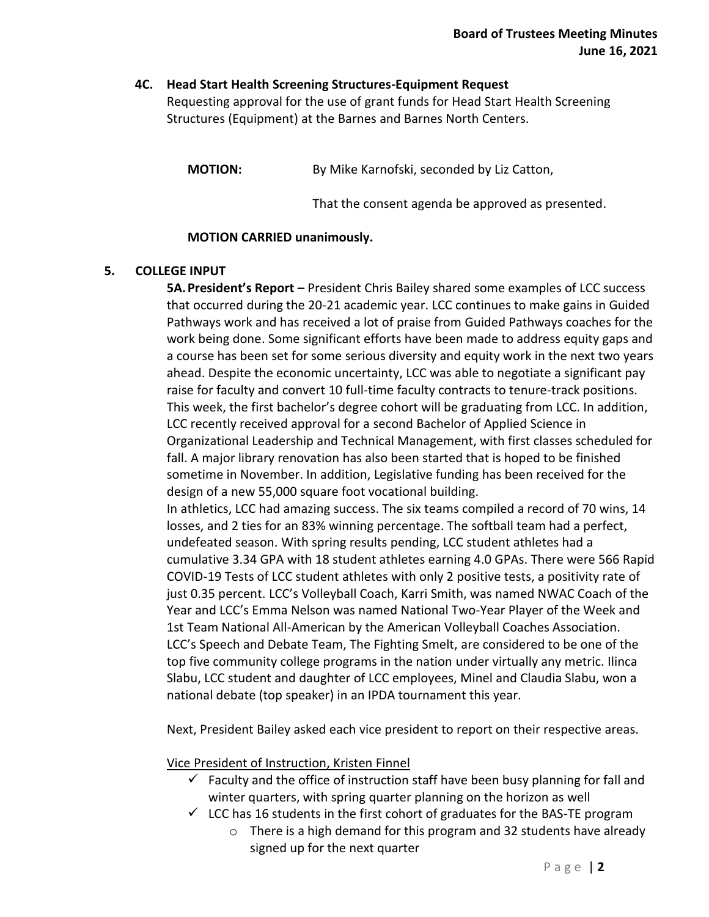#### 4C. Head Start Health Screening Structures-Equipment Request

Requesting approval for the use of grant funds for Head Start Health Screening Structures (Equipment) at the Barnes and Barnes North Centers.

**MOTION:** By Mike Karnofski, seconded by Liz Catton,

That the consent agenda be approved as presented.

**MOTION CARRIED unanimously.**

### 5. COLLEGE INPUT

**5A. President's Report –** President Chris Bailey shared some examples of LCC success that occurred during the 20-21 academic year. LCC continues to make gains in Guided Pathways work and has received a lot of praise from Guided Pathways coaches for the work being done. Some significant efforts have been made to address equity gaps and a course has been set for some serious diversity and equity work in the next two years ahead. Despite the economic uncertainty, LCC was able to negotiate a significant pay raise for faculty and convert 10 full-time faculty contracts to tenure-track positions. This week, the first bachelor's degree cohort will be graduating from LCC. In addition, LCC recently received approval for a second Bachelor of Applied Science in Organizational Leadership and Technical Management, with first classes scheduled for fall. A major library renovation has also been started that is hoped to be finished sometime in November. In addition, Legislative funding has been received for the design of a new 55,000 square foot vocational building.

In athletics, LCC had amazing success. The six teams compiled a record of 70 wins, 14 losses, and 2 ties for an 83% winning percentage. The softball team had a perfect, undefeated season. With spring results pending, LCC student athletes had a cumulative 3.34 GPA with 18 student athletes earning 4.0 GPAs. There were 566 Rapid COVID-19 Tests of LCC student athletes with only 2 positive tests, a positivity rate of just 0.35 percent. LCC's Volleyball Coach, Karri Smith, was named NWAC Coach of the Year and LCC's Emma Nelson was named National Two-Year Player of the Week and 1st Team National All-American by the American Volleyball Coaches Association. LCC's Speech and Debate Team, The Fighting Smelt, are considered to be one of the top five community college programs in the nation under virtually any metric. Ilinca Slabu, LCC student and daughter of LCC employees, Minel and Claudia Slabu, won a national debate (top speaker) in an IPDA tournament this year.

Next, President Bailey asked each vice president to report on their respective areas.

<u>Vice President of Instruction, Kristen Finnel</u>

- ✓ Faculty and the office of instruction staff have been busy planning for fall and winter quarters, with spring quarter planning on the horizon as well
- ✓ LCC has 16 students in the first cohort of graduates for the BAS-TE program
  - o There is a high demand for this program and 32 students have already signed up for the next quarter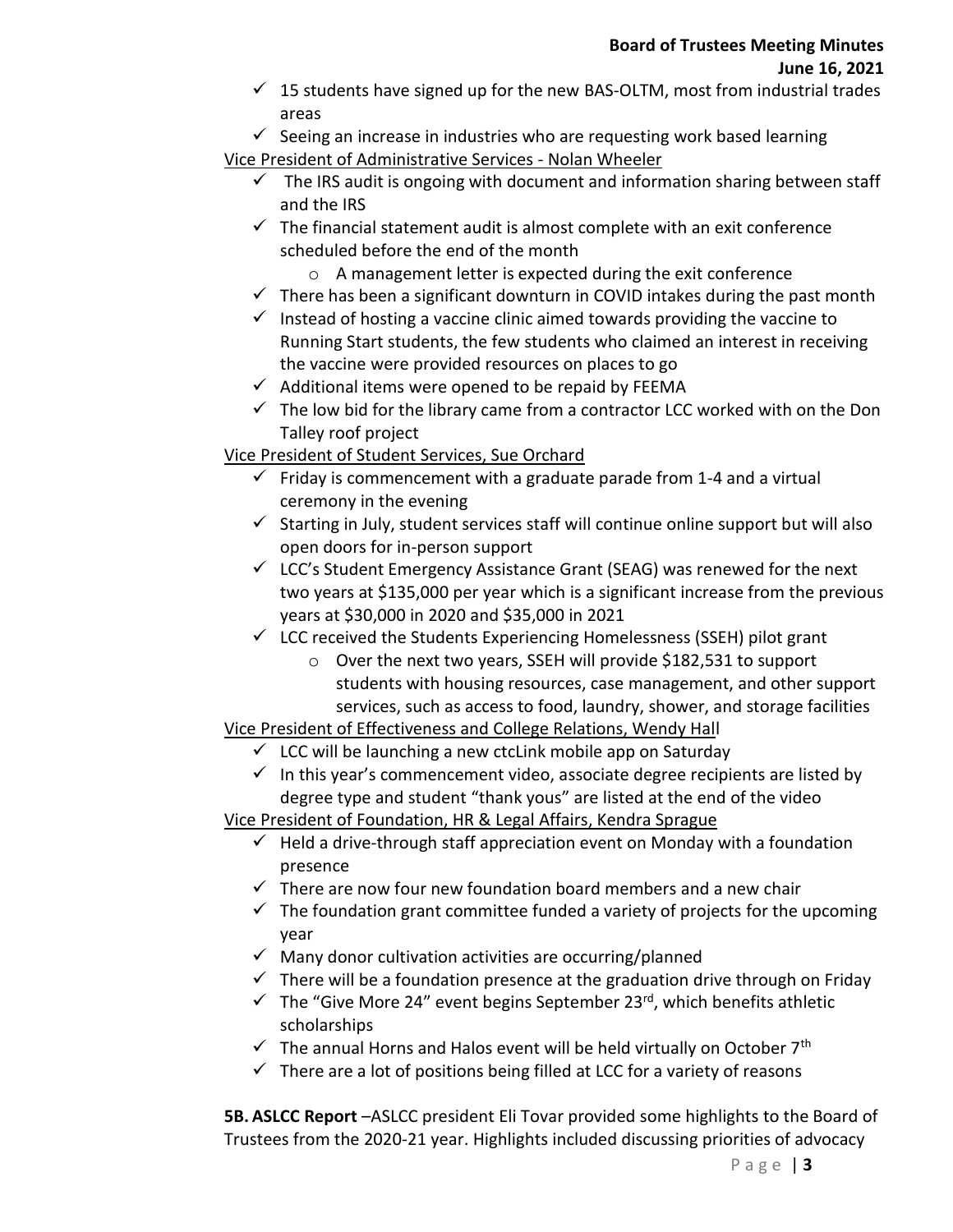- ✓ 15 students have signed up for the new BAS-OLTM, most from industrial trades areas
- ✓ Seeing an increase in industries who are requesting work based learning

Vice President of Administrative Services - Nolan Wheeler

- ✓ The IRS audit is ongoing with document and information sharing between staff and the IRS
- ✓ The financial statement audit is almost complete with an exit conference scheduled before the end of the month
  - o A management letter is expected during the exit conference
- ✓ There has been a significant downturn in COVID intakes during the past month
- ✓ Instead of hosting a vaccine clinic aimed towards providing the vaccine to Running Start students, the few students who claimed an interest in receiving the vaccine were provided resources on places to go
- ✓ Additional items were opened to be repaid by FEEMA
- ✓ The low bid for the library came from a contractor LCC worked with on the Don Talley roof project

Vice President of Student Services, Sue Orchard

- ✓ Friday is commencement with a graduate parade from 1-4 and a virtual ceremony in the evening
- ✓ Starting in July, student services staff will continue online support but will also open doors for in-person support
- ✓ LCC's Student Emergency Assistance Grant (SEAG) was renewed for the next two years at $135,000 per year which is a significant increase from the previous years at $30,000 in 2020 and $35,000 in 2021
- ✓ LCC received the Students Experiencing Homelessness (SSEH) pilot grant
  - o Over the next two years, SSEH will provide $182,531 to support students with housing resources, case management, and other support services, such as access to food, laundry, shower, and storage facilities

Vice President of Effectiveness and College Relations, Wendy Hall

- ✓ LCC will be launching a new ctcLink mobile app on Saturday
- ✓ In this year's commencement video, associate degree recipients are listed by degree type and student "thank yous" are listed at the end of the video

Vice President of Foundation, HR & Legal Affairs, Kendra Sprague

- ✓ Held a drive-through staff appreciation event on Monday with a foundation presence
- ✓ There are now four new foundation board members and a new chair
- ✓ The foundation grant committee funded a variety of projects for the upcoming year
- ✓ Many donor cultivation activities are occurring/planned
- ✓ There will be a foundation presence at the graduation drive through on Friday
- ✓ The "Give More 24" event begins September 23rd, which benefits athletic scholarships
- ✓ The annual Horns and Halos event will be held virtually on October 7th
- ✓ There are a lot of positions being filled at LCC for a variety of reasons

**5B. ASLCC Report** –ASLCC president Eli Tovar provided some highlights to the Board of Trustees from the 2020-21 year. Highlights included discussing priorities of advocacy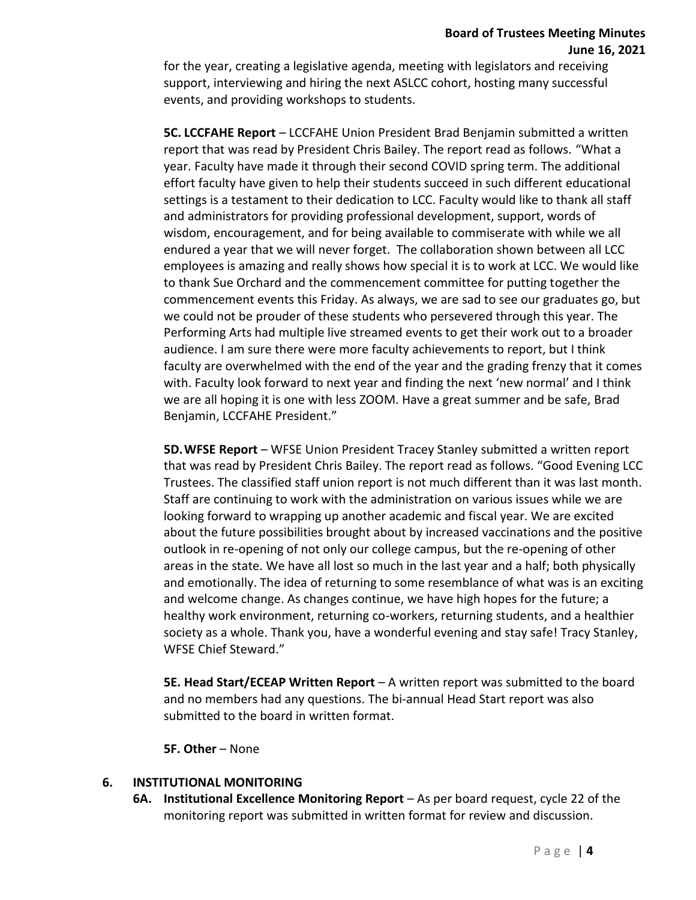for the year, creating a legislative agenda, meeting with legislators and receiving support, interviewing and hiring the next ASLCC cohort, hosting many successful events, and providing workshops to students.

**5C. LCCFAHE Report** – LCCFAHE Union President Brad Benjamin submitted a written report that was read by President Chris Bailey. The report read as follows. "What a year. Faculty have made it through their second COVID spring term. The additional effort faculty have given to help their students succeed in such different educational settings is a testament to their dedication to LCC. Faculty would like to thank all staff and administrators for providing professional development, support, words of wisdom, encouragement, and for being available to commiserate with while we all endured a year that we will never forget. The collaboration shown between all LCC employees is amazing and really shows how special it is to work at LCC. We would like to thank Sue Orchard and the commencement committee for putting together the commencement events this Friday. As always, we are sad to see our graduates go, but we could not be prouder of these students who persevered through this year. The Performing Arts had multiple live streamed events to get their work out to a broader audience. I am sure there were more faculty achievements to report, but I think faculty are overwhelmed with the end of the year and the grading frenzy that it comes with. Faculty look forward to next year and finding the next 'new normal' and I think we are all hoping it is one with less ZOOM. Have a great summer and be safe, Brad Benjamin, LCCFAHE President."

**5D. WFSE Report** – WFSE Union President Tracey Stanley submitted a written report that was read by President Chris Bailey. The report read as follows. "Good Evening LCC Trustees. The classified staff union report is not much different than it was last month. Staff are continuing to work with the administration on various issues while we are looking forward to wrapping up another academic and fiscal year. We are excited about the future possibilities brought about by increased vaccinations and the positive outlook in re-opening of not only our college campus, but the re-opening of other areas in the state. We have all lost so much in the last year and a half; both physically and emotionally. The idea of returning to some resemblance of what was is an exciting and welcome change. As changes continue, we have high hopes for the future; a healthy work environment, returning co-workers, returning students, and a healthier society as a whole. Thank you, have a wonderful evening and stay safe! Tracy Stanley, WFSE Chief Steward."

**5E. Head Start/ECEAP Written Report** – A written report was submitted to the board and no members had any questions. The bi-annual Head Start report was also submitted to the board in written format.

**5F. Other** – None

## 6. INSTITUTIONAL MONITORING

**6A. Institutional Excellence Monitoring Report** – As per board request, cycle 22 of the monitoring report was submitted in written format for review and discussion.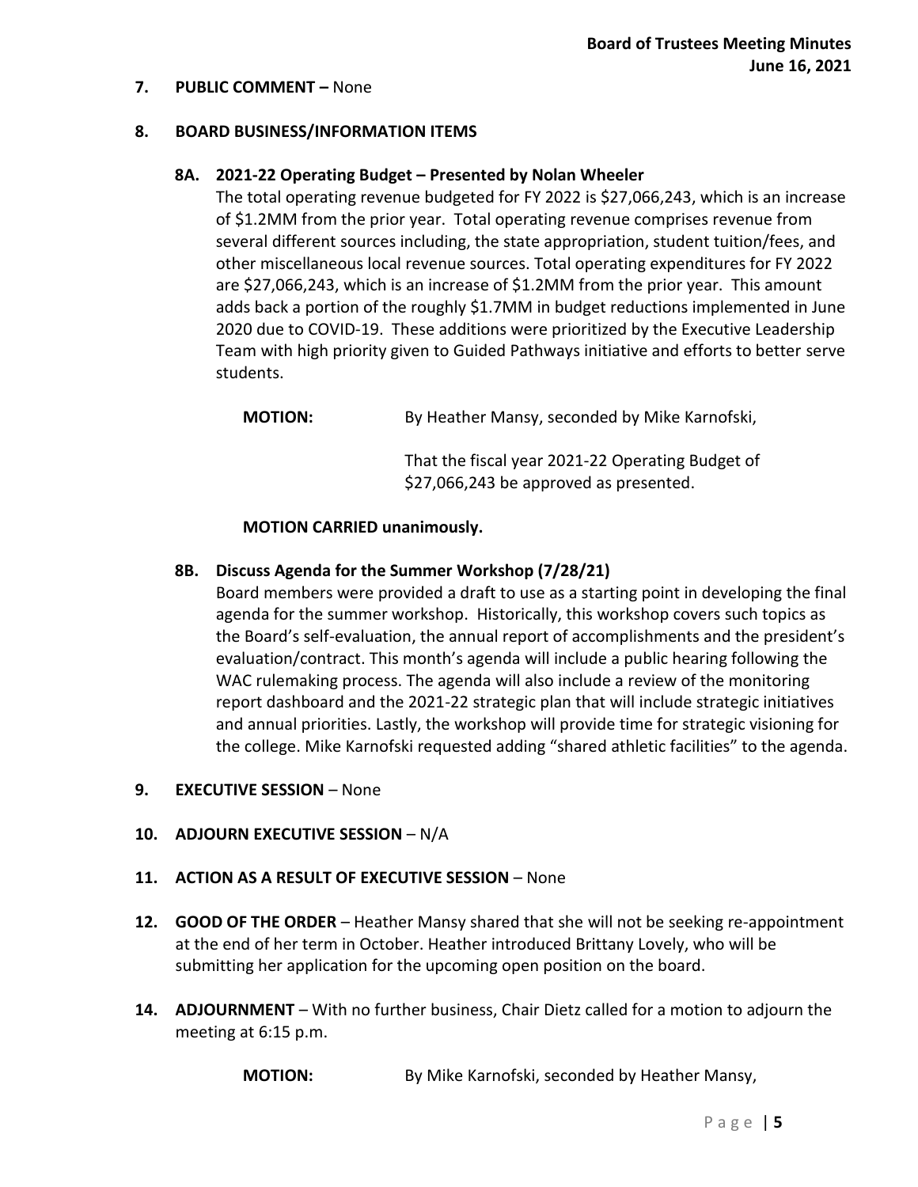**7. PUBLIC COMMENT –** None

**8. BOARD BUSINESS/INFORMATION ITEMS**

**8A. 2021-22 Operating Budget – Presented by Nolan Wheeler**

The total operating revenue budgeted for FY 2022 is $27,066,243, which is an increase of $1.2MM from the prior year. Total operating revenue comprises revenue from several different sources including, the state appropriation, student tuition/fees, and other miscellaneous local revenue sources. Total operating expenditures for FY 2022 are $27,066,243, which is an increase of $1.2MM from the prior year. This amount adds back a portion of the roughly $1.7MM in budget reductions implemented in June 2020 due to COVID-19. These additions were prioritized by the Executive Leadership Team with high priority given to Guided Pathways initiative and efforts to better serve students.

**MOTION:** By Heather Mansy, seconded by Mike Karnofski,

That the fiscal year 2021-22 Operating Budget of $27,066,243 be approved as presented.

**MOTION CARRIED unanimously.**

**8B. Discuss Agenda for the Summer Workshop (7/28/21)**

Board members were provided a draft to use as a starting point in developing the final agenda for the summer workshop. Historically, this workshop covers such topics as the Board's self-evaluation, the annual report of accomplishments and the president's evaluation/contract. This month's agenda will include a public hearing following the WAC rulemaking process. The agenda will also include a review of the monitoring report dashboard and the 2021-22 strategic plan that will include strategic initiatives and annual priorities. Lastly, the workshop will provide time for strategic visioning for the college. Mike Karnofski requested adding "shared athletic facilities" to the agenda.

**9. EXECUTIVE SESSION** – None

**10. ADJOURN EXECUTIVE SESSION** – N/A

**11. ACTION AS A RESULT OF EXECUTIVE SESSION** – None

**12. GOOD OF THE ORDER** – Heather Mansy shared that she will not be seeking re-appointment at the end of her term in October. Heather introduced Brittany Lovely, who will be submitting her application for the upcoming open position on the board.

**14. ADJOURNMENT** – With no further business, Chair Dietz called for a motion to adjourn the meeting at 6:15 p.m.

**MOTION:** By Mike Karnofski, seconded by Heather Mansy,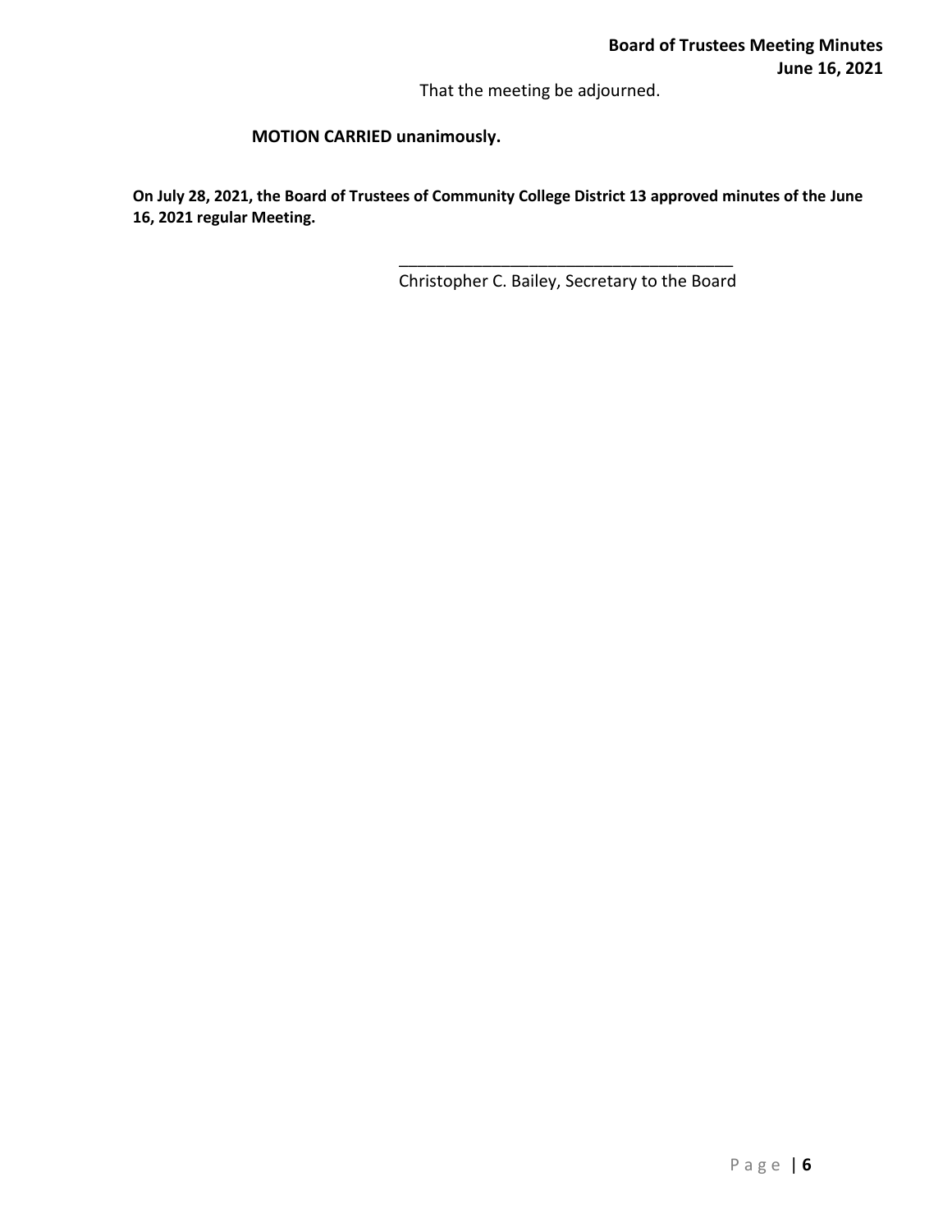That the meeting be adjourned.

**MOTION CARRIED unanimously.**

**On July 28, 2021, the Board of Trustees of Community College District 13 approved minutes of the June 16, 2021 regular Meeting.**

_____________________________________

Christopher C. Bailey, Secretary to the Board